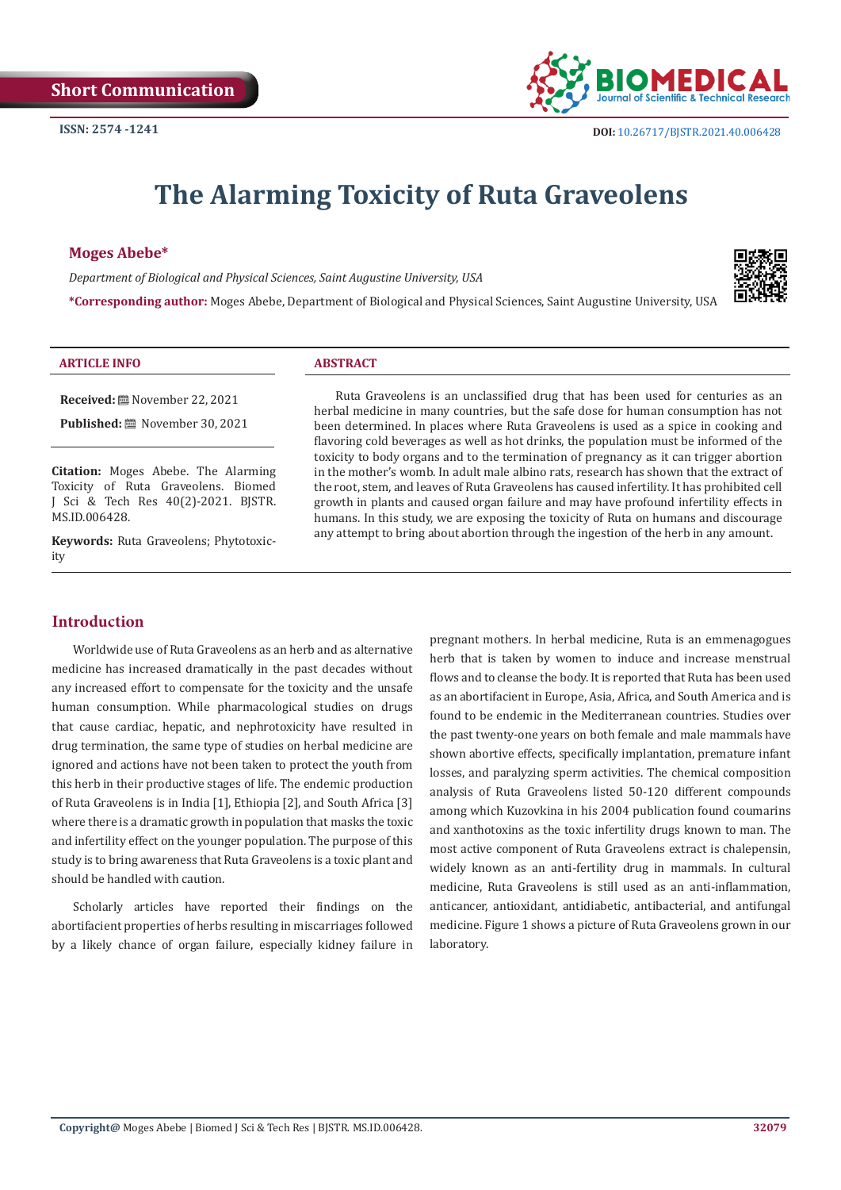Short Communication

ISSN: 2574 -1241

DOI: 10.26717/BJSTR.2021.40.006428

# The Alarming Toxicity of Ruta Graveolens

**Moges Abebe***

*Department of Biological and Physical Sciences, Saint Augustine University, USA*

***Corresponding author:** Moges Abebe, Department of Biological and Physical Sciences, Saint Augustine University, USA

**ARTICLE INFO**

**Received:** November 22, 2021

**Published:** November 30, 2021

**Citation:** Moges Abebe. The Alarming Toxicity of Ruta Graveolens. Biomed J Sci & Tech Res 40(2)-2021. BJSTR. MS.ID.006428.

**Keywords:** Ruta Graveolens; Phytotoxicity

**ABSTRACT**

Ruta Graveolens is an unclassified drug that has been used for centuries as an herbal medicine in many countries, but the safe dose for human consumption has not been determined. In places where Ruta Graveolens is used as a spice in cooking and flavoring cold beverages as well as hot drinks, the population must be informed of the toxicity to body organs and to the termination of pregnancy as it can trigger abortion in the mother's womb. In adult male albino rats, research has shown that the extract of the root, stem, and leaves of Ruta Graveolens has caused infertility. It has prohibited cell growth in plants and caused organ failure and may have profound infertility effects in humans. In this study, we are exposing the toxicity of Ruta on humans and discourage any attempt to bring about abortion through the ingestion of the herb in any amount.

## Introduction

Worldwide use of Ruta Graveolens as an herb and as alternative medicine has increased dramatically in the past decades without any increased effort to compensate for the toxicity and the unsafe human consumption. While pharmacological studies on drugs that cause cardiac, hepatic, and nephrotoxicity have resulted in drug termination, the same type of studies on herbal medicine are ignored and actions have not been taken to protect the youth from this herb in their productive stages of life. The endemic production of Ruta Graveolens is in India [1], Ethiopia [2], and South Africa [3] where there is a dramatic growth in population that masks the toxic and infertility effect on the younger population. The purpose of this study is to bring awareness that Ruta Graveolens is a toxic plant and should be handled with caution.

Scholarly articles have reported their findings on the abortifacient properties of herbs resulting in miscarriages followed by a likely chance of organ failure, especially kidney failure in pregnant mothers. In herbal medicine, Ruta is an emmenagogues herb that is taken by women to induce and increase menstrual flows and to cleanse the body. It is reported that Ruta has been used as an abortifacient in Europe, Asia, Africa, and South America and is found to be endemic in the Mediterranean countries. Studies over the past twenty-one years on both female and male mammals have shown abortive effects, specifically implantation, premature infant losses, and paralyzing sperm activities. The chemical composition analysis of Ruta Graveolens listed 50-120 different compounds among which Kuzovkina in his 2004 publication found coumarins and xanthotoxins as the toxic infertility drugs known to man. The most active component of Ruta Graveolens extract is chalepensin, widely known as an anti-fertility drug in mammals. In cultural medicine, Ruta Graveolens is still used as an anti-inflammation, anticancer, antioxidant, antidiabetic, antibacterial, and antifungal medicine. Figure 1 shows a picture of Ruta Graveolens grown in our laboratory.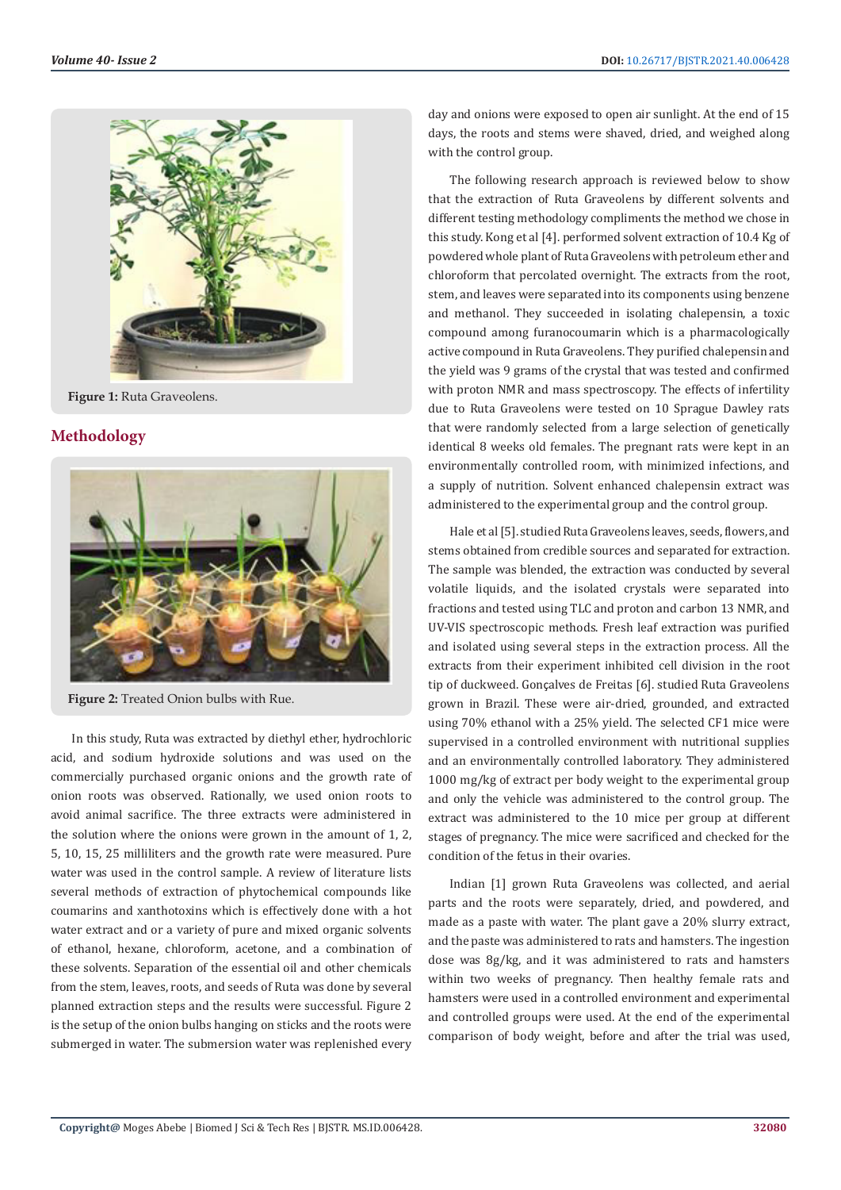Figure 1: Ruta Graveolens.

## Methodology

Figure 2: Treated Onion bulbs with Rue.

In this study, Ruta was extracted by diethyl ether, hydrochloric acid, and sodium hydroxide solutions and was used on the commercially purchased organic onions and the growth rate of onion roots was observed. Rationally, we used onion roots to avoid animal sacrifice. The three extracts were administered in the solution where the onions were grown in the amount of 1, 2, 5, 10, 15, 25 milliliters and the growth rate were measured. Pure water was used in the control sample. A review of literature lists several methods of extraction of phytochemical compounds like coumarins and xanthotoxins which is effectively done with a hot water extract and or a variety of pure and mixed organic solvents of ethanol, hexane, chloroform, acetone, and a combination of these solvents. Separation of the essential oil and other chemicals from the stem, leaves, roots, and seeds of Ruta was done by several planned extraction steps and the results were successful. Figure 2 is the setup of the onion bulbs hanging on sticks and the roots were submerged in water. The submersion water was replenished every day and onions were exposed to open air sunlight. At the end of 15 days, the roots and stems were shaved, dried, and weighed along with the control group.

The following research approach is reviewed below to show that the extraction of Ruta Graveolens by different solvents and different testing methodology compliments the method we chose in this study. Kong et al [4]. performed solvent extraction of 10.4 Kg of powdered whole plant of Ruta Graveolens with petroleum ether and chloroform that percolated overnight. The extracts from the root, stem, and leaves were separated into its components using benzene and methanol. They succeeded in isolating chalepensin, a toxic compound among furanocoumarin which is a pharmacologically active compound in Ruta Graveolens. They purified chalepensin and the yield was 9 grams of the crystal that was tested and confirmed with proton NMR and mass spectroscopy. The effects of infertility due to Ruta Graveolens were tested on 10 Sprague Dawley rats that were randomly selected from a large selection of genetically identical 8 weeks old females. The pregnant rats were kept in an environmentally controlled room, with minimized infections, and a supply of nutrition. Solvent enhanced chalepensin extract was administered to the experimental group and the control group.

Hale et al [5]. studied Ruta Graveolens leaves, seeds, flowers, and stems obtained from credible sources and separated for extraction. The sample was blended, the extraction was conducted by several volatile liquids, and the isolated crystals were separated into fractions and tested using TLC and proton and carbon 13 NMR, and UV-VIS spectroscopic methods. Fresh leaf extraction was purified and isolated using several steps in the extraction process. All the extracts from their experiment inhibited cell division in the root tip of duckweed. Gonçalves de Freitas [6]. studied Ruta Graveolens grown in Brazil. These were air-dried, grounded, and extracted using 70% ethanol with a 25% yield. The selected CF1 mice were supervised in a controlled environment with nutritional supplies and an environmentally controlled laboratory. They administered 1000 mg/kg of extract per body weight to the experimental group and only the vehicle was administered to the control group. The extract was administered to the 10 mice per group at different stages of pregnancy. The mice were sacrificed and checked for the condition of the fetus in their ovaries.

Indian [1] grown Ruta Graveolens was collected, and aerial parts and the roots were separately, dried, and powdered, and made as a paste with water. The plant gave a 20% slurry extract, and the paste was administered to rats and hamsters. The ingestion dose was 8g/kg, and it was administered to rats and hamsters within two weeks of pregnancy. Then healthy female rats and hamsters were used in a controlled environment and experimental and controlled groups were used. At the end of the experimental comparison of body weight, before and after the trial was used,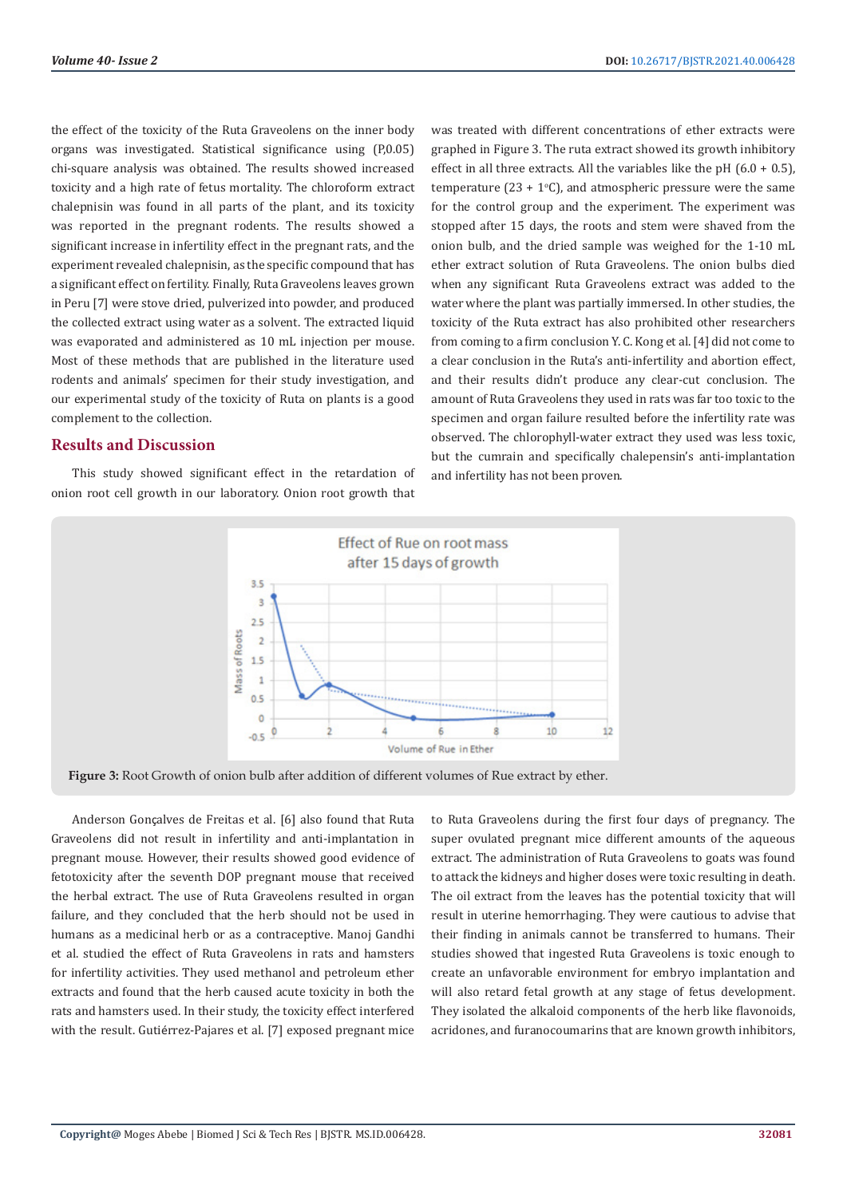the effect of the toxicity of the Ruta Graveolens on the inner body organs was investigated. Statistical significance using (P,0.05) chi-square analysis was obtained. The results showed increased toxicity and a high rate of fetus mortality. The chloroform extract chalepnisin was found in all parts of the plant, and its toxicity was reported in the pregnant rodents. The results showed a significant increase in infertility effect in the pregnant rats, and the experiment revealed chalepnisin, as the specific compound that has a significant effect on fertility. Finally, Ruta Graveolens leaves grown in Peru [7] were stove dried, pulverized into powder, and produced the collected extract using water as a solvent. The extracted liquid was evaporated and administered as 10 mL injection per mouse. Most of these methods that are published in the literature used rodents and animals' specimen for their study investigation, and our experimental study of the toxicity of Ruta on plants is a good complement to the collection.

## Results and Discussion

This study showed significant effect in the retardation of onion root cell growth in our laboratory. Onion root growth that was treated with different concentrations of ether extracts were graphed in Figure 3. The ruta extract showed its growth inhibitory effect in all three extracts. All the variables like the pH (6.0 + 0.5), temperature (23 + 1°C), and atmospheric pressure were the same for the control group and the experiment. The experiment was stopped after 15 days, the roots and stem were shaved from the onion bulb, and the dried sample was weighed for the 1-10 mL ether extract solution of Ruta Graveolens. The onion bulbs died when any significant Ruta Graveolens extract was added to the water where the plant was partially immersed. In other studies, the toxicity of the Ruta extract has also prohibited other researchers from coming to a firm conclusion Y. C. Kong et al. [4] did not come to a clear conclusion in the Ruta's anti-infertility and abortion effect, and their results didn't produce any clear-cut conclusion. The amount of Ruta Graveolens they used in rats was far too toxic to the specimen and organ failure resulted before the infertility rate was observed. The chlorophyll-water extract they used was less toxic, but the cumrain and specifically chalepensin's anti-implantation and infertility has not been proven.

**Figure 3:** Root Growth of onion bulb after addition of different volumes of Rue extract by ether.

Anderson Gonçalves de Freitas et al. [6] also found that Ruta Graveolens did not result in infertility and anti-implantation in pregnant mouse. However, their results showed good evidence of fetotoxicity after the seventh DOP pregnant mouse that received the herbal extract. The use of Ruta Graveolens resulted in organ failure, and they concluded that the herb should not be used in humans as a medicinal herb or as a contraceptive. Manoj Gandhi et al. studied the effect of Ruta Graveolens in rats and hamsters for infertility activities. They used methanol and petroleum ether extracts and found that the herb caused acute toxicity in both the rats and hamsters used. In their study, the toxicity effect interfered with the result. Gutiérrez-Pajares et al. [7] exposed pregnant mice to Ruta Graveolens during the first four days of pregnancy. The super ovulated pregnant mice different amounts of the aqueous extract. The administration of Ruta Graveolens to goats was found to attack the kidneys and higher doses were toxic resulting in death. The oil extract from the leaves has the potential toxicity that will result in uterine hemorrhaging. They were cautious to advise that their finding in animals cannot be transferred to humans. Their studies showed that ingested Ruta Graveolens is toxic enough to create an unfavorable environment for embryo implantation and will also retard fetal growth at any stage of fetus development. They isolated the alkaloid components of the herb like flavonoids, acridones, and furanocoumarins that are known growth inhibitors,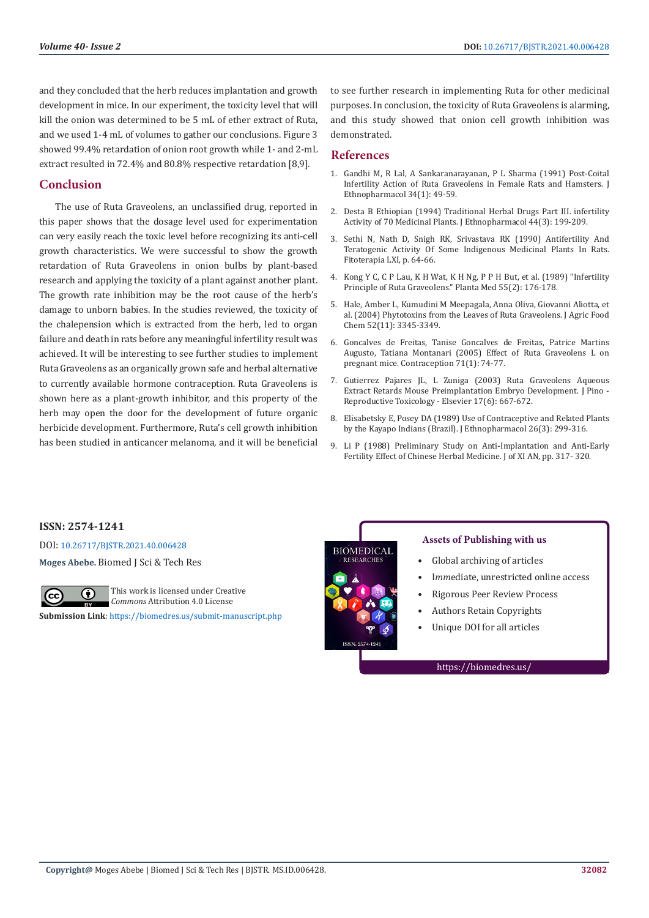and they concluded that the herb reduces implantation and growth development in mice. In our experiment, the toxicity level that will kill the onion was determined to be 5 mL of ether extract of Ruta, and we used 1-4 mL of volumes to gather our conclusions. Figure 3 showed 99.4% retardation of onion root growth while 1- and 2-mL extract resulted in 72.4% and 80.8% respective retardation [8,9].

## Conclusion

The use of Ruta Graveolens, an unclassified drug, reported in this paper shows that the dosage level used for experimentation can very easily reach the toxic level before recognizing its anti-cell growth characteristics. We were successful to show the growth retardation of Ruta Graveolens in onion bulbs by plant-based research and applying the toxicity of a plant against another plant. The growth rate inhibition may be the root cause of the herb's damage to unborn babies. In the studies reviewed, the toxicity of the chalepension which is extracted from the herb, led to organ failure and death in rats before any meaningful infertility result was achieved. It will be interesting to see further studies to implement Ruta Graveolens as an organically grown safe and herbal alternative to currently available hormone contraception. Ruta Graveolens is shown here as a plant-growth inhibitor, and this property of the herb may open the door for the development of future organic herbicide development. Furthermore, Ruta's cell growth inhibition has been studied in anticancer melanoma, and it will be beneficial to see further research in implementing Ruta for other medicinal purposes. In conclusion, the toxicity of Ruta Graveolens is alarming, and this study showed that onion cell growth inhibition was demonstrated.

## References

1. Gandhi M, R Lal, A Sankaranarayanan, P L Sharma (1991) Post-Coital Infertility Action of Ruta Graveolens in Female Rats and Hamsters. J Ethnopharmacol 34(1): 49-59.
2. Desta B Ethiopian (1994) Traditional Herbal Drugs Part III. infertility Activity of 70 Medicinal Plants. J Ethnopharmacol 44(3): 199-209.
3. Sethi N, Nath D, Snigh RK, Srivastava RK (1990) Antifertility And Teratogenic Activity Of Some Indigenous Medicinal Plants In Rats. Fitoterapia LXI, p. 64-66.
4. Kong Y C, C P Lau, K H Wat, K H Ng, P P H But, et al. (1989) "Infertility Principle of Ruta Graveolens." Planta Med 55(2): 176-178.
5. Hale, Amber L, Kumudini M Meepagala, Anna Oliva, Giovanni Aliotta, et al. (2004) Phytotoxins from the Leaves of Ruta Graveolens. J Agric Food Chem 52(11): 3345-3349.
6. Goncalves de Freitas, Tanise Goncalves de Freitas, Patrice Martins Augusto, Tatiana Montanari (2005) Effect of Ruta Graveolens L on pregnant mice. Contraception 71(1): 74-77.
7. Gutierrez Pajares JL, L Zuniga (2003) Ruta Graveolens Aqueous Extract Retards Mouse Preimplantation Embryo Development. J Pino - Reproductive Toxicology - Elsevier 17(6): 667-672.
8. Elisabetsky E, Posey DA (1989) Use of Contraceptive and Related Plants by the Kayapo Indians (Brazil). J Ethnopharmacol 26(3): 299-316.
9. Li P (1988) Preliminary Study on Anti-Implantation and Anti-Early Fertility Effect of Chinese Herbal Medicine. J of XI AN, pp. 317- 320.

**ISSN: 2574-1241**

DOI: 10.26717/BJSTR.2021.40.006428

**Moges Abebe**. Biomed J Sci & Tech Res

This work is licensed under Creative *Commons* Attribution 4.0 License

**Submission Link**: https://biomedres.us/submit-manuscript.php

**Assets of Publishing with us**

- Global archiving of articles
- Immediate, unrestricted online access
- Rigorous Peer Review Process
- Authors Retain Copyrights
- Unique DOI for all articles

https://biomedres.us/